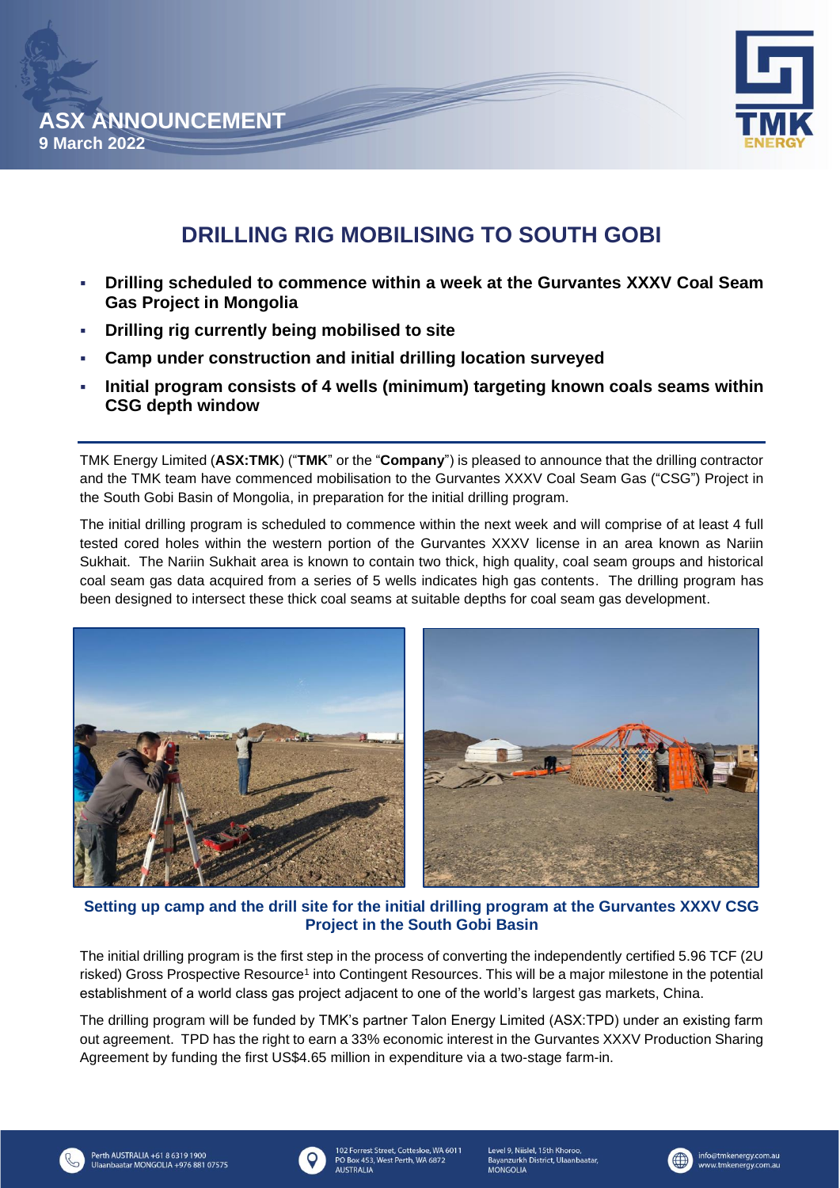ASX ANNOUNCEMENT
9 March 2022

# DRILLING RIG MOBILISING TO SOUTH GOBI

- **Drilling scheduled to commence within a week at the Gurvantes XXXV Coal Seam Gas Project in Mongolia**
- **Drilling rig currently being mobilised to site**
- **Camp under construction and initial drilling location surveyed**
- **Initial program consists of 4 wells (minimum) targeting known coals seams within CSG depth window**

TMK Energy Limited (**ASX:TMK**) ("**TMK**" or the "**Company**") is pleased to announce that the drilling contractor and the TMK team have commenced mobilisation to the Gurvantes XXXV Coal Seam Gas ("CSG") Project in the South Gobi Basin of Mongolia, in preparation for the initial drilling program.

The initial drilling program is scheduled to commence within the next week and will comprise of at least 4 full tested cored holes within the western portion of the Gurvantes XXXV license in an area known as Nariin Sukhait. The Nariin Sukhait area is known to contain two thick, high quality, coal seam groups and historical coal seam gas data acquired from a series of 5 wells indicates high gas contents. The drilling program has been designed to intersect these thick coal seams at suitable depths for coal seam gas development.

**Setting up camp and the drill site for the initial drilling program at the Gurvantes XXXV CSG Project in the South Gobi Basin**

The initial drilling program is the first step in the process of converting the independently certified 5.96 TCF (2U risked) Gross Prospective Resource[1] into Contingent Resources. This will be a major milestone in the potential establishment of a world class gas project adjacent to one of the world's largest gas markets, China.

The drilling program will be funded by TMK's partner Talon Energy Limited (ASX:TPD) under an existing farm out agreement. TPD has the right to earn a 33% economic interest in the Gurvantes XXXV Production Sharing Agreement by funding the first US$4.65 million in expenditure via a two-stage farm-in.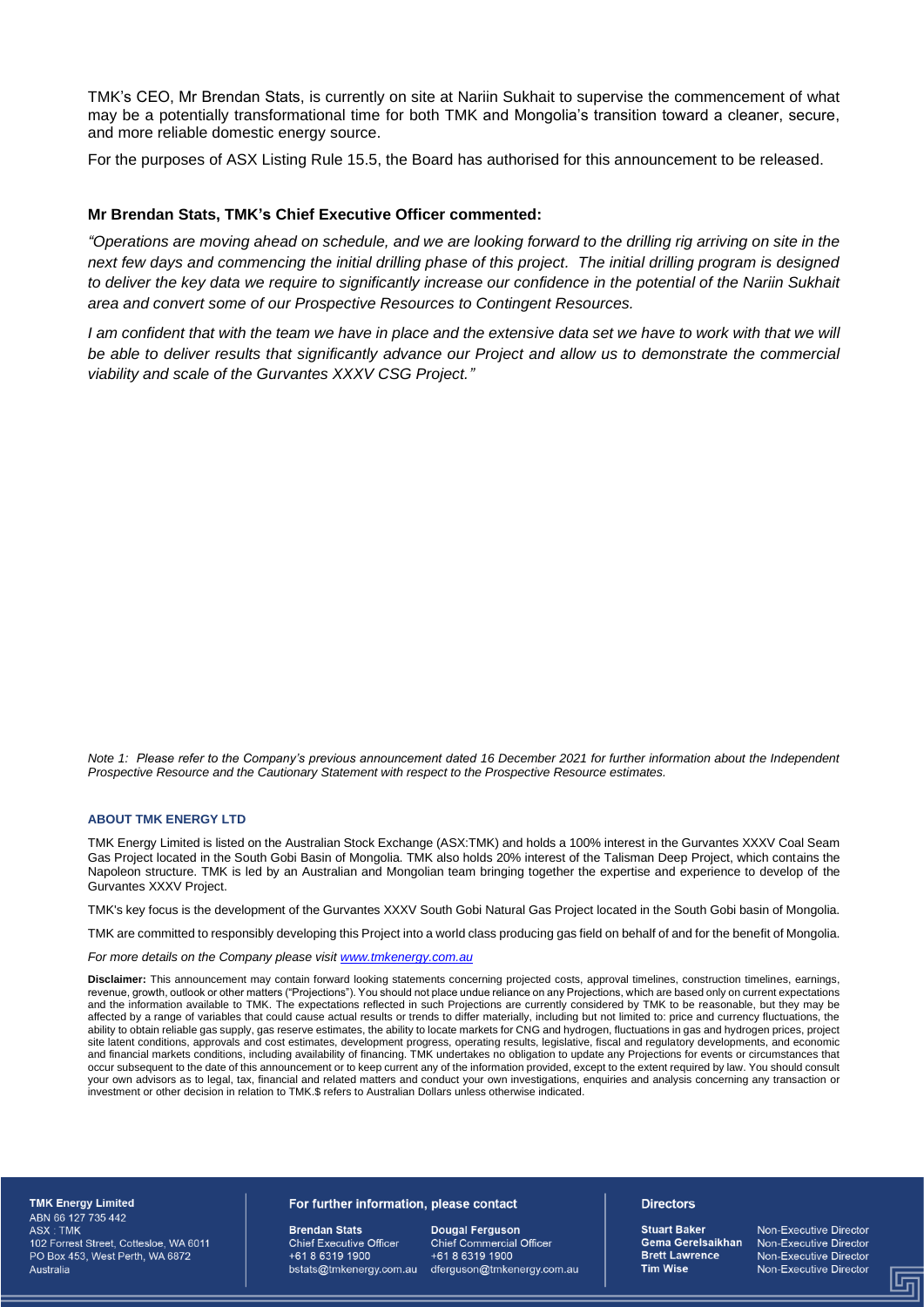TMK's CEO, Mr Brendan Stats, is currently on site at Nariin Sukhait to supervise the commencement of what may be a potentially transformational time for both TMK and Mongolia's transition toward a cleaner, secure, and more reliable domestic energy source.

For the purposes of ASX Listing Rule 15.5, the Board has authorised for this announcement to be released.

**Mr Brendan Stats, TMK's Chief Executive Officer commented:**

*"Operations are moving ahead on schedule, and we are looking forward to the drilling rig arriving on site in the next few days and commencing the initial drilling phase of this project. The initial drilling program is designed to deliver the key data we require to significantly increase our confidence in the potential of the Nariin Sukhait area and convert some of our Prospective Resources to Contingent Resources.*

*I am confident that with the team we have in place and the extensive data set we have to work with that we will be able to deliver results that significantly advance our Project and allow us to demonstrate the commercial viability and scale of the Gurvantes XXXV CSG Project."*

*Note 1: Please refer to the Company's previous announcement dated 16 December 2021 for further information about the Independent Prospective Resource and the Cautionary Statement with respect to the Prospective Resource estimates.*

**ABOUT TMK ENERGY LTD**

TMK Energy Limited is listed on the Australian Stock Exchange (ASX:TMK) and holds a 100% interest in the Gurvantes XXXV Coal Seam Gas Project located in the South Gobi Basin of Mongolia. TMK also holds 20% interest of the Talisman Deep Project, which contains the Napoleon structure. TMK is led by an Australian and Mongolian team bringing together the expertise and experience to develop of the Gurvantes XXXV Project.

TMK's key focus is the development of the Gurvantes XXXV South Gobi Natural Gas Project located in the South Gobi basin of Mongolia.

TMK are committed to responsibly developing this Project into a world class producing gas field on behalf of and for the benefit of Mongolia.

*For more details on the Company please visit www.tmkenergy.com.au*

**Disclaimer:** This announcement may contain forward looking statements concerning projected costs, approval timelines, construction timelines, earnings, revenue, growth, outlook or other matters ("Projections"). You should not place undue reliance on any Projections, which are based only on current expectations and the information available to TMK. The expectations reflected in such Projections are currently considered by TMK to be reasonable, but they may be affected by a range of variables that could cause actual results or trends to differ materially, including but not limited to: price and currency fluctuations, the ability to obtain reliable gas supply, gas reserve estimates, the ability to locate markets for CNG and hydrogen, fluctuations in gas and hydrogen prices, project site latent conditions, approvals and cost estimates, development progress, operating results, legislative, fiscal and regulatory developments, and economic and financial markets conditions, including availability of financing. TMK undertakes no obligation to update any Projections for events or circumstances that occur subsequent to the date of this announcement or to keep current any of the information provided, except to the extent required by law. You should consult your own advisors as to legal, tax, financial and related matters and conduct your own investigations, enquiries and analysis concerning any transaction or investment or other decision in relation to TMK.$ refers to Australian Dollars unless otherwise indicated.

**TMK Energy Limited**
ABN 66 127 735 442
ASX : TMK
102 Forrest Street, Cottesloe, WA 6011
PO Box 453, West Perth, WA 6872
Australia

**For further information, please contact**

**Brendan Stats**
Chief Executive Officer
+61 8 6319 1900
bstats@tmkenergy.com.au

**Dougal Ferguson**
Chief Commercial Officer
+61 8 6319 1900
dferguson@tmkenergy.com.au

**Directors**

**Stuart Baker** Non-Executive Director
**Gema Gerelsaikhan** Non-Executive Director
**Brett Lawrence** Non-Executive Director
**Tim Wise** Non-Executive Director